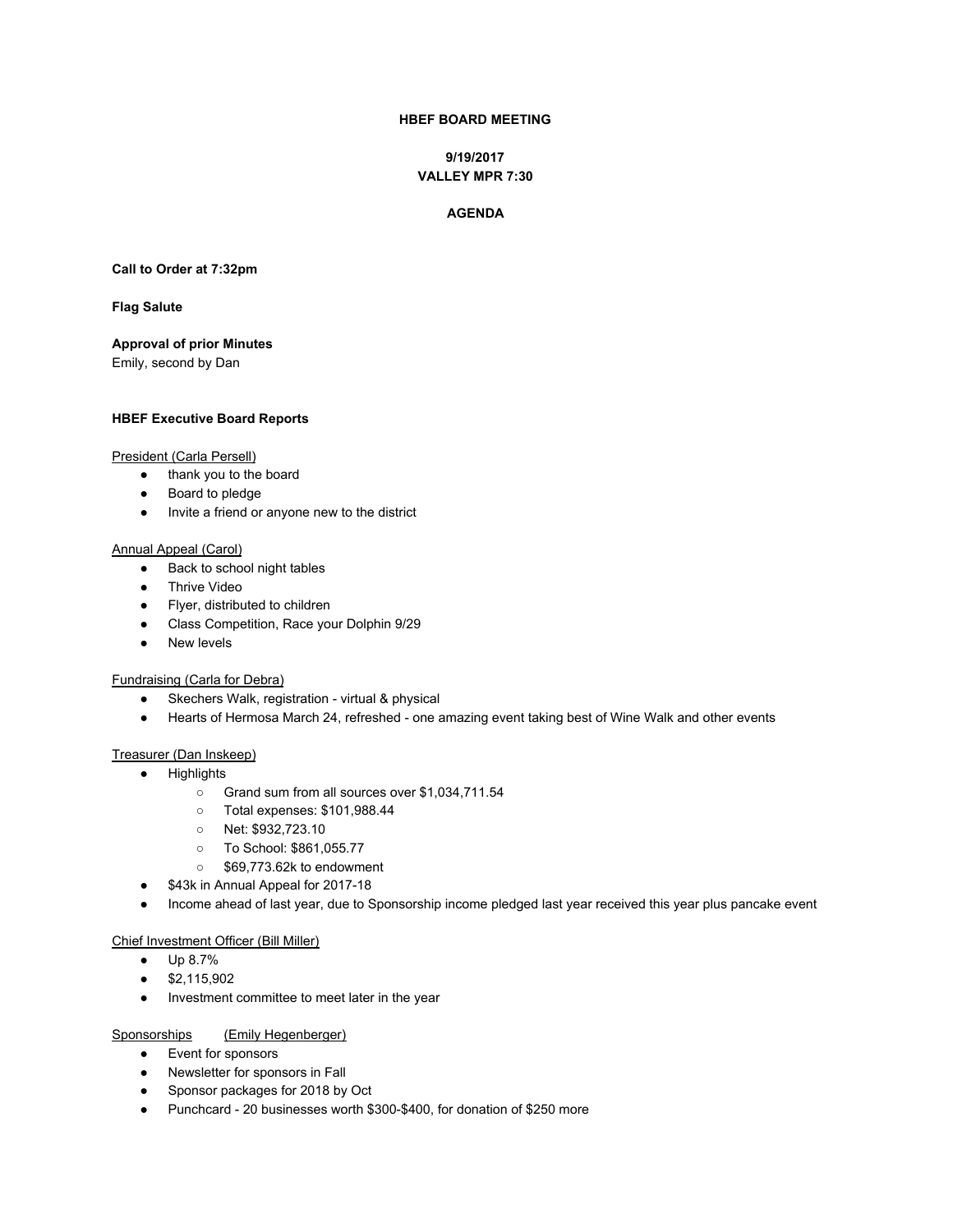**HBEF BOARD MEETING**

**9/19/2017**
**VALLEY MPR 7:30**

**AGENDA**

**Call to Order at 7:32pm**

**Flag Salute**

**Approval of prior Minutes**
Emily, second by Dan

**HBEF Executive Board Reports**

President (Carla Persell)

- thank you to the board
- Board to pledge
- Invite a friend or anyone new to the district

Annual Appeal (Carol)

- Back to school night tables
- Thrive Video
- Flyer, distributed to children
- Class Competition, Race your Dolphin 9/29
- New levels

Fundraising (Carla for Debra)

- Skechers Walk, registration - virtual & physical
- Hearts of Hermosa March 24, refreshed - one amazing event taking best of Wine Walk and other events

Treasurer (Dan Inskeep)

- Highlights
  - Grand sum from all sources over $1,034,711.54
  - Total expenses: $101,988.44
  - Net: $932,723.10
  - To School: $861,055.77
  - $69,773.62k to endowment
- $43k in Annual Appeal for 2017-18
- Income ahead of last year, due to Sponsorship income pledged last year received this year plus pancake event

Chief Investment Officer (Bill Miller)

- Up 8.7%
- $2,115,902
- Investment committee to meet later in the year

Sponsorships (Emily Hegenberger)

- Event for sponsors
- Newsletter for sponsors in Fall
- Sponsor packages for 2018 by Oct
- Punchcard - 20 businesses worth $300-$400, for donation of $250 more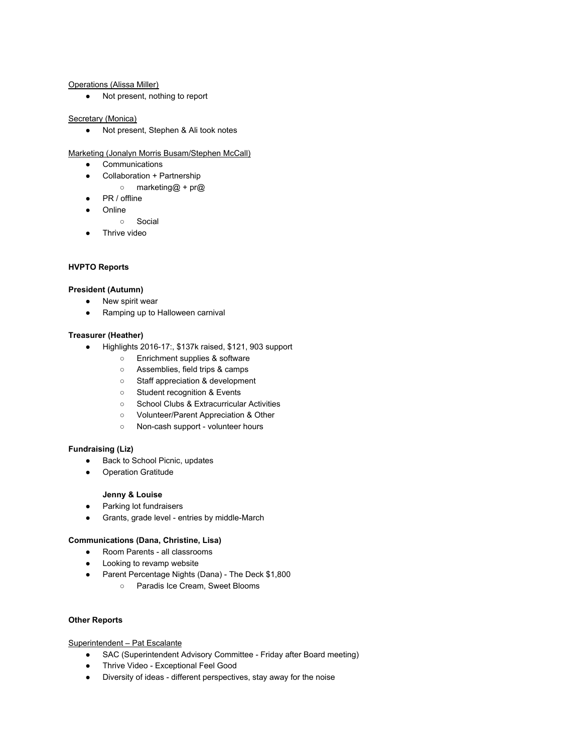Operations (Alissa Miller)

- Not present, nothing to report

Secretary (Monica)

- Not present, Stephen & Ali took notes

Marketing (Jonalyn Morris Busam/Stephen McCall)

- Communications
- Collaboration + Partnership
  - marketing@ + pr@
- PR / offline
- Online
  - Social
- Thrive video

**HVPTO Reports**

**President (Autumn)**

- New spirit wear
- Ramping up to Halloween carnival

**Treasurer (Heather)**

- Highlights 2016-17:, $137k raised, $121, 903 support
  - Enrichment supplies & software
  - Assemblies, field trips & camps
  - Staff appreciation & development
  - Student recognition & Events
  - School Clubs & Extracurricular Activities
  - Volunteer/Parent Appreciation & Other
  - Non-cash support - volunteer hours

**Fundraising (Liz)**

- Back to School Picnic, updates
- Operation Gratitude

**Jenny & Louise**

- Parking lot fundraisers
- Grants, grade level - entries by middle-March

**Communications (Dana, Christine, Lisa)**

- Room Parents - all classrooms
- Looking to revamp website
- Parent Percentage Nights (Dana) - The Deck $1,800
  - Paradis Ice Cream, Sweet Blooms

**Other Reports**

Superintendent – Pat Escalante

- SAC (Superintendent Advisory Committee - Friday after Board meeting)
- Thrive Video - Exceptional Feel Good
- Diversity of ideas - different perspectives, stay away for the noise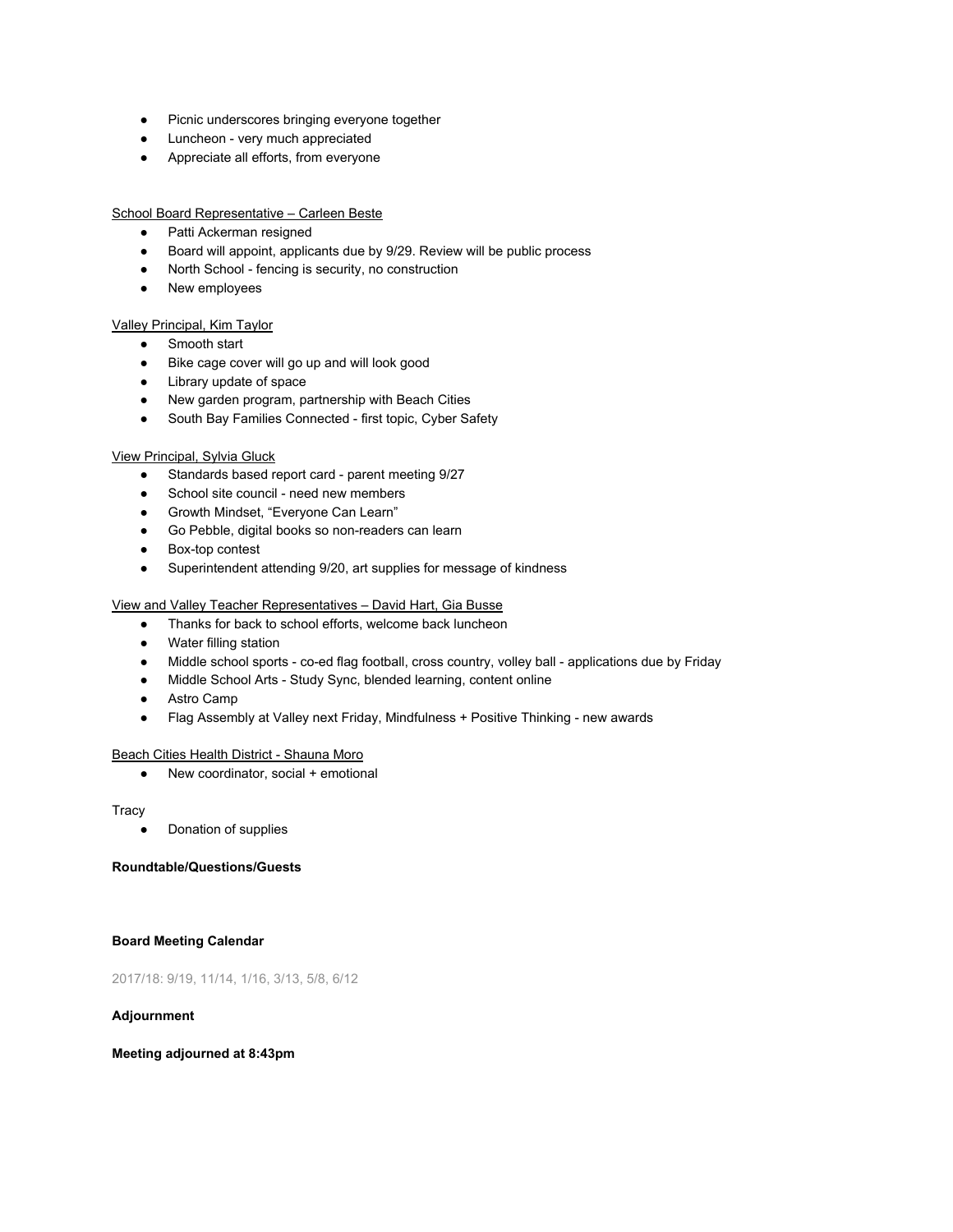- Picnic underscores bringing everyone together
- Luncheon - very much appreciated
- Appreciate all efforts, from everyone

School Board Representative – Carleen Beste

- Patti Ackerman resigned
- Board will appoint, applicants due by 9/29. Review will be public process
- North School - fencing is security, no construction
- New employees

Valley Principal, Kim Taylor

- Smooth start
- Bike cage cover will go up and will look good
- Library update of space
- New garden program, partnership with Beach Cities
- South Bay Families Connected - first topic, Cyber Safety

View Principal, Sylvia Gluck

- Standards based report card - parent meeting 9/27
- School site council - need new members
- Growth Mindset, "Everyone Can Learn"
- Go Pebble, digital books so non-readers can learn
- Box-top contest
- Superintendent attending 9/20, art supplies for message of kindness

View and Valley Teacher Representatives – David Hart, Gia Busse

- Thanks for back to school efforts, welcome back luncheon
- Water filling station
- Middle school sports - co-ed flag football, cross country, volley ball - applications due by Friday
- Middle School Arts - Study Sync, blended learning, content online
- Astro Camp
- Flag Assembly at Valley next Friday, Mindfulness + Positive Thinking - new awards

Beach Cities Health District - Shauna Moro

- New coordinator, social + emotional

Tracy

- Donation of supplies

**Roundtable/Questions/Guests**

**Board Meeting Calendar**

2017/18: 9/19, 11/14, 1/16, 3/13, 5/8, 6/12

**Adjournment**

**Meeting adjourned at 8:43pm**